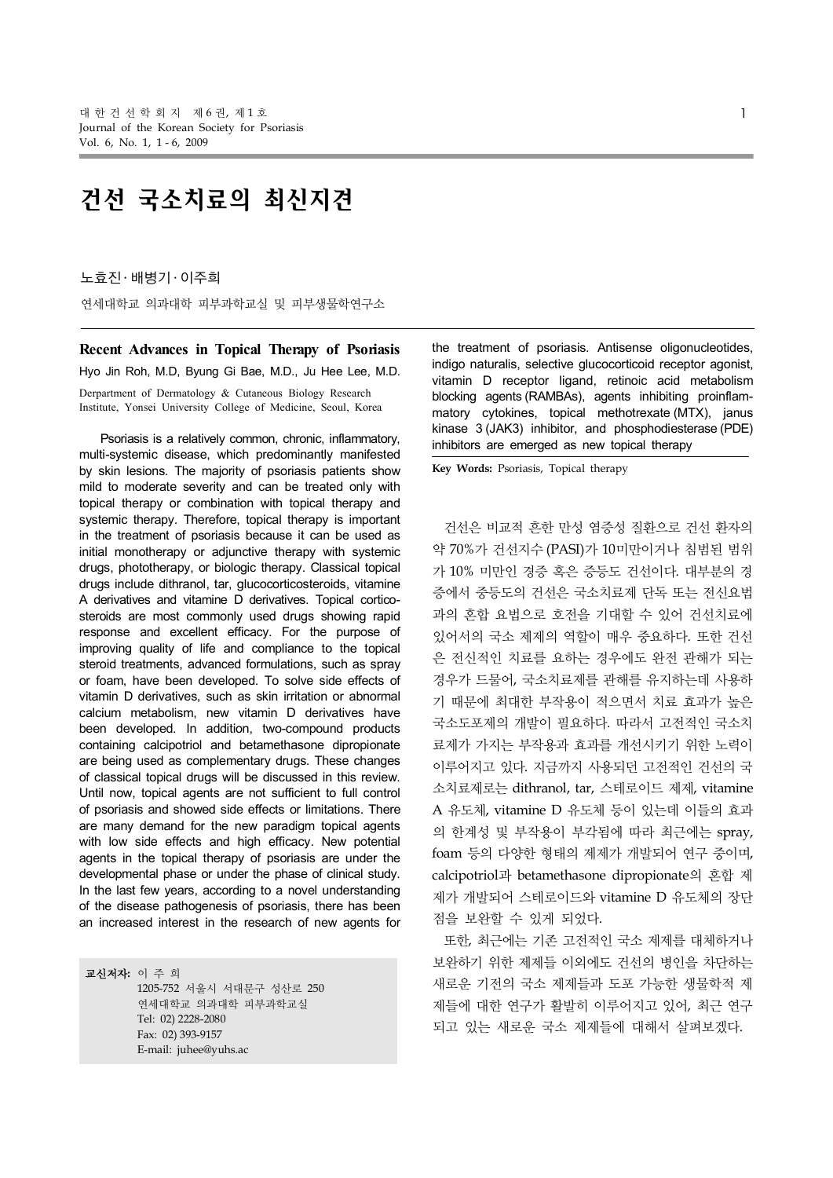# 건선 국소치료의 최신지견

노효진 · 배병기 · 이주희

연세대학교 의과대학 피부과학교실 및 피부생물학연구소

**Recent Advances in Topical Therapy of Psoriasis**

Hyo Jin Roh, M.D, Byung Gi Bae, M.D., Ju Hee Lee, M.D.

Derpartment of Dermatology & Cutaneous Biology Research Institute, Yonsei University College of Medicine, Seoul, Korea

Psoriasis is a relatively common, chronic, inflammatory, multi-systemic disease, which predominantly manifested by skin lesions. The majority of psoriasis patients show mild to moderate severity and can be treated only with topical therapy or combination with topical therapy and systemic therapy. Therefore, topical therapy is important in the treatment of psoriasis because it can be used as initial monotherapy or adjunctive therapy with systemic drugs, phototherapy, or biologic therapy. Classical topical drugs include dithranol, tar, glucocorticosteroids, vitamine A derivatives and vitamine D derivatives. Topical corticosteroids are most commonly used drugs showing rapid response and excellent efficacy. For the purpose of improving quality of life and compliance to the topical steroid treatments, advanced formulations, such as spray or foam, have been developed. To solve side effects of vitamin D derivatives, such as skin irritation or abnormal calcium metabolism, new vitamin D derivatives have been developed. In addition, two-compound products containing calcipotriol and betamethasone dipropionate are being used as complementary drugs. These changes of classical topical drugs will be discussed in this review. Until now, topical agents are not sufficient to full control of psoriasis and showed side effects or limitations. There are many demand for the new paradigm topical agents with low side effects and high efficacy. New potential agents in the topical therapy of psoriasis are under the developmental phase or under the phase of clinical study. In the last few years, according to a novel understanding of the disease pathogenesis of psoriasis, there has been an increased interest in the research of new agents for the treatment of psoriasis. Antisense oligonucleotides, indigo naturalis, selective glucocorticoid receptor agonist, vitamin D receptor ligand, retinoic acid metabolism blocking agents (RAMBAs), agents inhibiting proinflammatory cytokines, topical methotrexate (MTX), janus kinase 3 (JAK3) inhibitor, and phosphodiesterase (PDE) inhibitors are emerged as new topical therapy

**Key Words:** Psoriasis, Topical therapy

**교신저자:** 이 주 희
1205-752 서울시 서대문구 성산로 250
연세대학교 의과대학 피부과학교실
Tel: 02) 2228-2080
Fax: 02) 393-9157
E-mail: juhee@yuhs.ac

건선은 비교적 흔한 만성 염증성 질환으로 건선 환자의 약 70%가 건선지수(PASI)가 10미만이거나 침범된 범위가 10% 미만인 경증 혹은 중등도 건선이다. 대부분의 경증에서 중등도의 건선은 국소치료제 단독 또는 전신요법과의 혼합 요법으로 호전을 기대할 수 있어 건선치료에 있어서의 국소 제제의 역할이 매우 중요하다. 또한 건선은 전신적인 치료를 요하는 경우에도 완전 관해가 되는 경우가 드물어, 국소치료제를 관해를 유지하는데 사용하기 때문에 최대한 부작용이 적으면서 치료 효과가 높은 국소도포제의 개발이 필요하다. 따라서 고전적인 국소치료제가 가지는 부작용과 효과를 개선시키기 위한 노력이 이루어지고 있다. 지금까지 사용되던 고전적인 건선의 국소치료제로는 dithranol, tar, 스테로이드 제제, vitamine A 유도체, vitamine D 유도체 등이 있는데 이들의 효과의 한계성 및 부작용이 부각됨에 따라 최근에는 spray, foam 등의 다양한 형태의 제제가 개발되어 연구 중이며, calcipotriol과 betamethasone dipropionate의 혼합 제제가 개발되어 스테로이드와 vitamine D 유도체의 장단점을 보완할 수 있게 되었다.

또한, 최근에는 기존 고전적인 국소 제제를 대체하거나 보완하기 위한 제제들 이외에도 건선의 병인을 차단하는 새로운 기전의 국소 제제들과 도포 가능한 생물학적 제제들에 대한 연구가 활발히 이루어지고 있어, 최근 연구되고 있는 새로운 국소 제제들에 대해서 살펴보겠다.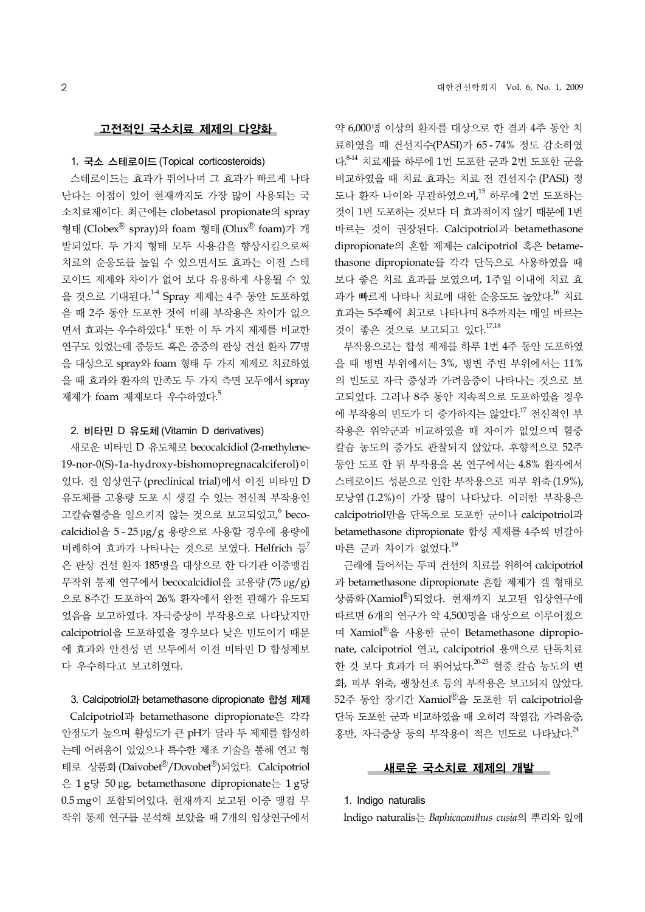## 고전적인 국소치료 제제의 다양화

### 1. 국소 스테로이드 (Topical corticosteroids)

스테로이드는 효과가 뛰어나며 그 효과가 빠르게 나타난다는 이점이 있어 현재까지도 가장 많이 사용되는 국소치료제이다. 최근에는 clobetasol propionate의 spray 형태 (Clobex® spray)와 foam 형태 (Olux® foam)가 개발되었다. 두 가지 형태 모두 사용감을 향상시킴으로써 치료의 순응도를 높일 수 있으면서도 효과는 이전 스테로이드 제제와 차이가 없어 보다 유용하게 사용될 수 있을 것으로 기대된다.[1-4] Spray 제제는 4주 동안 도포하였을 때 2주 동안 도포한 것에 비해 부작용은 차이가 없으면서 효과는 우수하였다.[4] 또한 이 두 가지 제제를 비교한 연구도 있었는데 중등도 혹은 중증의 판상 건선 환자 77명을 대상으로 spray와 foam 형태 두 가지 제제로 치료하였을 때 효과와 환자의 만족도 두 가지 측면 모두에서 spray 제제가 foam 제제보다 우수하였다.[5]

### 2. 비타민 D 유도체 (Vitamin D derivatives)

새로운 비타민 D 유도체로 becocalcidiol (2-methylene-19-nor-0(S)-1a-hydroxy-bishomopregnacalciferol)이 있다. 전 임상연구 (preclinical trial)에서 이전 비타민 D 유도체를 고용량 도포 시 생길 수 있는 전신적 부작용인 고칼슘혈증을 일으키지 않는 것으로 보고되었고,[6] becocalcidiol을 5 - 25 μg/g 용량으로 사용할 경우에 용량에 비례하여 효과가 나타나는 것으로 보였다. Helfrich 등[7]은 판상 건선 환자 185명을 대상으로 한 다기관 이중맹검 무작위 통제 연구에서 becocalcidiol을 고용량 (75 μg/g)으로 8주간 도포하여 26% 환자에서 완전 관해가 유도되었음을 보고하였다. 자극증상이 부작용으로 나타났지만 calcipotriol을 도포하였을 경우보다 낮은 빈도이기 때문에 효과와 안전성 면 모두에서 이전 비타민 D 합성제보다 우수하다고 보고하였다.

### 3. Calcipotriol과 betamethasone dipropionate 합성 제제

Calcipotriol과 betamethasone dipropionate은 각각 안정도가 높으며 활성도가 큰 pH가 달라 두 제제를 합성하는데 어려움이 있었으나 특수한 제조 기술을 통해 연고 형태로 상품화 (Daivobet®/Dovobet®)되었다. Calcipotriol은 1 g당 50 μg, betamethasone dipropionate는 1 g당 0.5 mg이 포함되어있다. 현재까지 보고된 이중 맹검 무작위 통제 연구를 분석해 보았을 때 7개의 임상연구에서 약 6,000명 이상의 환자를 대상으로 한 결과 4주 동안 치료하였을 때 건선지수(PASI)가 65 - 74% 정도 감소하였다.[8-14] 치료제를 하루에 1번 도포한 군과 2번 도포한 군을 비교하였을 때 치료 효과는 치료 전 건선지수 (PASI) 정도나 환자 나이와 무관하였으며,[15] 하루에 2번 도포하는 것이 1번 도포하는 것보다 더 효과적이지 않기 때문에 1번 바르는 것이 권장된다. Calcipotriol과 betamethasone dipropionate의 혼합 제제는 calcipotriol 혹은 betamethasone dipropionate를 각각 단독으로 사용하였을 때 보다 좋은 치료 효과를 보였으며, 1주일 이내에 치료 효과가 빠르게 나타나 치료에 대한 순응도도 높았다.[16] 치료 효과는 5주째에 최고로 나타나며 8주까지는 매일 바르는 것이 좋은 것으로 보고되고 있다.[17,18]

부작용으로는 합성 제제를 하루 1번 4주 동안 도포하였을 때 병변 부위에서는 3%, 병변 주변 부위에서는 11%의 빈도로 자극 증상과 가려움증이 나타나는 것으로 보고되었다. 그러나 8주 동안 지속적으로 도포하였을 경우에 부작용의 빈도가 더 증가하지는 않았다.[17] 전신적인 부작용은 위약군과 비교하였을 때 차이가 없었으며 혈중 칼슘 농도의 증가도 관찰되지 않았다. 후향적으로 52주 동안 도포 한 뒤 부작용을 본 연구에서는 4.8% 환자에서 스테로이드 성분으로 인한 부작용으로 피부 위축 (1.9%), 모낭염 (1.2%)이 가장 많이 나타났다. 이러한 부작용은 calcipotriol만을 단독으로 도포한 군이나 calcipotriol과 betamethasone dipropionate 합성 제제를 4주씩 번갈아 바른 군과 차이가 없었다.[19]

근래에 들어서는 두피 건선의 치료를 위하여 calcipotriol과 betamethasone dipropionate 혼합 제제가 겔 형태로 상품화 (Xamiol®)되었다. 현재까지 보고된 임상연구에 따르면 6개의 연구가 약 4,500명을 대상으로 이루어졌으며 Xamiol®을 사용한 군이 Betamethasone dipropionate, calcipotriol 연고, calcipotriol 용액으로 단독치료한 것 보다 효과가 더 뛰어났다.[20-25] 혈중 칼슘 농도의 변화, 피부 위축, 팽창선조 등의 부작용은 보고되지 않았다. 52주 동안 장기간 Xamiol®을 도포한 뒤 calcipotriol을 단독 도포한 군과 비교하였을 때 오히려 작열감, 가려움증, 홍반, 자극증상 등의 부작용이 적은 빈도로 나타났다.[24]

## 새로운 국소치료 제제의 개발

### 1. Indigo naturalis

Indigo naturalis는 *Baphicacanthus cusia*의 뿌리와 잎에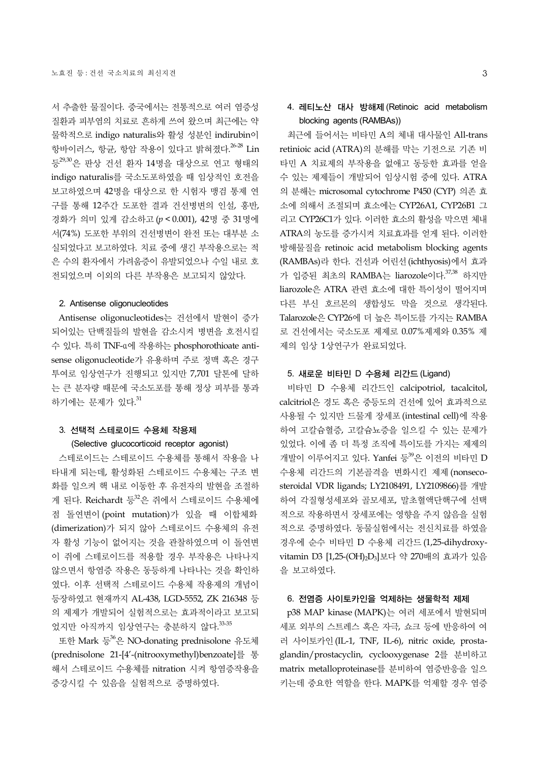서 추출한 물질이다. 중국에서는 전통적으로 여러 염증성 질환과 피부염의 치료로 흔하게 쓰여 왔으며 최근에는 약물학적으로 indigo naturalis와 활성 성분인 indirubin이 항바이러스, 항균, 항암 작용이 있다고 밝혀졌다.[26-28] Lin 등[29,30]은 판상 건선 환자 14명을 대상으로 연고 형태의 indigo naturalis를 국소도포하였을 때 임상적인 호전을 보고하였으며 42명을 대상으로 한 시험자 맹검 통제 연구를 통해 12주간 도포한 결과 건선병변의 인설, 홍반, 경화가 의미 있게 감소하고 ($p < 0.001$), 42명 중 31명에서(74%) 도포한 부위의 건선병변이 완전 또는 대부분 소실되었다고 보고하였다. 치료 중에 생긴 부작용으로는 적은 수의 환자에서 가려움증이 유발되었으나 수일 내로 호전되었으며 이외의 다른 부작용은 보고되지 않았다.

### 2. Antisense oligonucleotides

Antisense oligonucleotides는 건선에서 발현이 증가되어있는 단백질들의 발현을 감소시켜 병변을 호전시킬 수 있다. 특히 TNF-α에 작용하는 phosphorothioate antisense oligonucleotide가 유용하며 주로 정맥 혹은 경구 투여로 임상연구가 진행되고 있지만 7,701 달톤에 달하는 큰 분자량 때문에 국소도포를 통해 정상 피부를 통과하기에는 문제가 있다.[31]

### 3. 선택적 스테로이드 수용체 작용제 (Selective glucocorticoid receptor agonist)

스테로이드는 스테로이드 수용체를 통해서 작용을 나타내게 되는데, 활성화된 스테로이드 수용체는 구조 변화를 일으켜 핵 내로 이동한 후 유전자의 발현을 조절하게 된다. Reichardt 등[32]은 쥐에서 스테로이드 수용체에 점 돌연변이 (point mutation)가 있을 때 이합체화 (dimerization)가 되지 않아 스테로이드 수용체의 유전자 활성 기능이 없어지는 것을 관찰하였으며 이 돌연변이 쥐에 스테로이드를 적용할 경우 부작용은 나타나지 않으면서 항염증 작용은 동등하게 나타나는 것을 확인하였다. 이후 선택적 스테로이드 수용체 작용제의 개념이 등장하였고 현재까지 AL-438, LGD-5552, ZK 216348 등의 제제가 개발되어 실험적으로는 효과적이라고 보고되었지만 아직까지 임상연구는 충분하지 않다.[33-35]

또한 Mark 등[36]은 NO-donating prednisolone 유도체 (prednisolone 21-[4'-(nitrooxymethyl)benzoate]를 통해서 스테로이드 수용체를 nitration 시켜 항염증작용을 증강시킬 수 있음을 실험적으로 증명하였다.

### 4. 레티노산 대사 방해제 (Retinoic acid metabolism blocking agents (RAMBAs))

최근에 들어서는 비타민 A의 체내 대사물인 All-trans retinioic acid (ATRA)의 분해를 막는 기전으로 기존 비타민 A 치료제의 부작용을 없애고 동등한 효과를 얻을 수 있는 제제들이 개발되어 임상시험 중에 있다. ATRA의 분해는 microsomal cytochrome P450 (CYP) 의존 효소에 의해서 조절되며 효소에는 CYP26A1, CYP26B1 그리고 CYP26C1가 있다. 이러한 효소의 활성을 막으면 체내 ATRA의 농도를 증가시켜 치료효과를 얻게 된다. 이러한 방해물질을 retinoic acid metabolism blocking agents (RAMBAs)라 한다. 건선과 어린선 (ichthyosis)에서 효과가 입증된 최초의 RAMBA는 liarozole이다.[37,38] 하지만 liarozole은 ATRA 관련 효소에 대한 특이성이 떨어지며 다른 부신 호르몬의 생합성도 막을 것으로 생각된다. Talarozole은 CYP26에 더 높은 특이도를 가지는 RAMBA로 건선에서는 국소도포 제제로 0.07%제제와 0.35% 제제의 임상 1상연구가 완료되었다.

### 5. 새로운 비타민 D 수용체 리간드 (Ligand)

비타민 D 수용체 리간드인 calcipotriol, tacalcitol, calcitriol은 경도 혹은 중등도의 건선에 있어 효과적으로 사용될 수 있지만 드물게 장세포 (intestinal cell)에 작용하여 고칼슘혈증, 고칼슘뇨증을 일으킬 수 있는 문제가 있었다. 이에 좀 더 특정 조직에 특이도를 가지는 제제의 개발이 이루어지고 있다. Yanfei 등[39]은 이전의 비타민 D 수용체 리간드의 기본골격을 변화시킨 제제 (nonsecosteroidal VDR ligands; LY2108491, LY2109866)를 개발하여 각질형성세포와 골모세포, 말초혈액단핵구에 선택적으로 작용하면서 장세포에는 영향을 주지 않음을 실험적으로 증명하였다. 동물실험에서는 전신치료를 하였을 경우에 순수 비타민 D 수용체 리간드 (1,25-dihydroxyvitamin D3 [1,25-$(OH)_2D_3$]보다 약 270배의 효과가 있음을 보고하였다.

### 6. 전염증 사이토카인을 억제하는 생물학적 제제

p38 MAP kinase (MAPK)는 여러 세포에서 발현되며 세포 외부의 스트레스 혹은 자극, 쇼크 등에 반응하여 여러 사이토카인 (IL-1, TNF, IL-6), nitric oxide, prostaglandin/prostacyclin, cyclooxygenase 2를 분비하고 matrix metalloproteinase를 분비하여 염증반응을 일으키는데 중요한 역할을 한다. MAPK를 억제할 경우 염증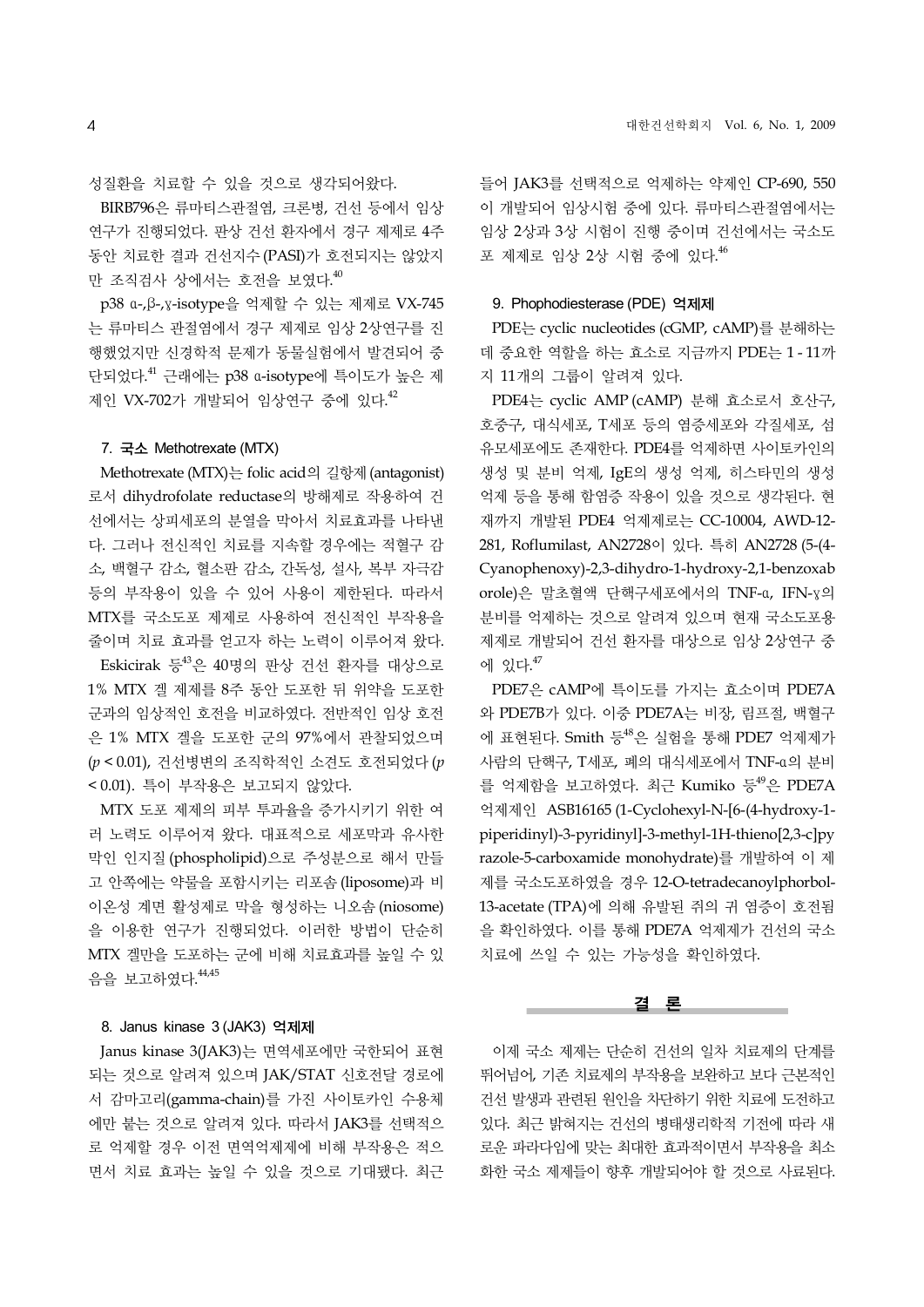성질환을 치료할 수 있을 것으로 생각되어왔다.

BIRB796은 류마티스관절염, 크론병, 건선 등에서 임상 연구가 진행되었다. 판상 건선 환자에서 경구 제제로 4주 동안 치료한 결과 건선지수(PASI)가 호전되지는 않았지만 조직검사 상에서는 호전을 보였다.[40]

p38 α-,β-,γ-isotype을 억제할 수 있는 제제로 VX-745는 류마티스 관절염에서 경구 제제로 임상 2상연구를 진행했었지만 신경학적 문제가 동물실험에서 발견되어 중단되었다.[41] 근래에는 p38 α-isotype에 특이도가 높은 제제인 VX-702가 개발되어 임상연구 중에 있다.[42]

### 7. 국소 Methotrexate (MTX)

Methotrexate (MTX)는 folic acid의 길항제(antagonist)로서 dihydrofolate reductase의 방해제로 작용하여 건선에서는 상피세포의 분열을 막아서 치료효과를 나타낸다. 그러나 전신적인 치료를 지속할 경우에는 적혈구 감소, 백혈구 감소, 혈소판 감소, 간독성, 설사, 복부 자극감 등의 부작용이 있을 수 있어 사용이 제한된다. 따라서 MTX를 국소도포 제제로 사용하여 전신적인 부작용을 줄이며 치료 효과를 얻고자 하는 노력이 이루어져 왔다. Eskicirak 등[43]은 40명의 판상 건선 환자를 대상으로 1% MTX 겔 제제를 8주 동안 도포한 뒤 위약을 도포한 군과의 임상적인 호전을 비교하였다. 전반적인 임상 호전은 1% MTX 겔을 도포한 군의 97%에서 관찰되었으며 ($p < 0.01$), 건선병변의 조직학적인 소견도 호전되었다 ($p < 0.01$). 특이 부작용은 보고되지 않았다.

MTX 도포 제제의 피부 투과율을 증가시키기 위한 여러 노력도 이루어져 왔다. 대표적으로 세포막과 유사한 막인 인지질(phospholipid)으로 주성분으로 해서 만들고 안쪽에는 약물을 포함시키는 리포솜(liposome)과 비이온성 계면 활성제로 막을 형성하는 니오솜(niosome)을 이용한 연구가 진행되었다. 이러한 방법이 단순히 MTX 겔만을 도포하는 군에 비해 치료효과를 높일 수 있음을 보고하였다.[44,45]

### 8. Janus kinase 3 (JAK3) 억제제

Janus kinase 3(JAK3)는 면역세포에만 국한되어 표현되는 것으로 알려져 있으며 JAK/STAT 신호전달 경로에서 감마고리(gamma-chain)를 가진 사이토카인 수용체에만 붙는 것으로 알려져 있다. 따라서 JAK3를 선택적으로 억제할 경우 이전 면역억제제에 비해 부작용은 적으면서 치료 효과는 높일 수 있을 것으로 기대됐다. 최근 들어 JAK3를 선택적으로 억제하는 약제인 CP-690, 550이 개발되어 임상시험 중에 있다. 류마티스관절염에서는 임상 2상과 3상 시험이 진행 중이며 건선에서는 국소도포 제제로 임상 2상 시험 중에 있다.[46]

### 9. Phophodiesterase (PDE) 억제제

PDE는 cyclic nucleotides (cGMP, cAMP)를 분해하는데 중요한 역할을 하는 효소로 지금까지 PDE는 1 - 11까지 11개의 그룹이 알려져 있다.

PDE4는 cyclic AMP (cAMP) 분해 효소로서 호산구, 호중구, 대식세포, T세포 등의 염증세포와 각질세포, 섬유모세포에도 존재한다. PDE4를 억제하면 사이토카인의 생성 및 분비 억제, IgE의 생성 억제, 히스타민의 생성 억제 등을 통해 함염증 작용이 있을 것으로 생각된다. 현재까지 개발된 PDE4 억제제로는 CC-10004, AWD-12-281, Roflumilast, AN2728이 있다. 특히 AN2728 (5-(4-Cyanophenoxy)-2,3-dihydro-1-hydroxy-2,1-benzoxaborole)은 말초혈액 단핵구세포에서의 TNF-α, IFN-γ의 분비를 억제하는 것으로 알려져 있으며 현재 국소도포용 제제로 개발되어 건선 환자를 대상으로 임상 2상연구 중에 있다.[47]

PDE7은 cAMP에 특이도를 가지는 효소이며 PDE7A와 PDE7B가 있다. 이중 PDE7A는 비장, 림프절, 백혈구에 표현된다. Smith 등[48]은 실험을 통해 PDE7 억제제가 사람의 단핵구, T세포, 폐의 대식세포에서 TNF-α의 분비를 억제함을 보고하였다. 최근 Kumiko 등[49]은 PDE7A 억제제인 ASB16165 (1-Cyclohexyl-N-[6-(4-hydroxy-1-piperidinyl)-3-pyridinyl]-3-methyl-1H-thieno[2,3-c]pyrazole-5-carboxamide monohydrate)를 개발하여 이 제제를 국소도포하였을 경우 12-O-tetradecanoylphorbol-13-acetate (TPA)에 의해 유발된 쥐의 귀 염증이 호전됨을 확인하였다. 이를 통해 PDE7A 억제제가 건선의 국소치료에 쓰일 수 있는 가능성을 확인하였다.

## 결 론

이제 국소 제제는 단순히 건선의 일차 치료제의 단계를 뛰어넘어, 기존 치료제의 부작용을 보완하고 보다 근본적인 건선 발생과 관련된 원인을 차단하기 위한 치료에 도전하고 있다. 최근 밝혀지는 건선의 병태생리학적 기전에 따라 새로운 파라다임에 맞는 최대한 효과적이면서 부작용을 최소화한 국소 제제들이 향후 개발되어야 할 것으로 사료된다.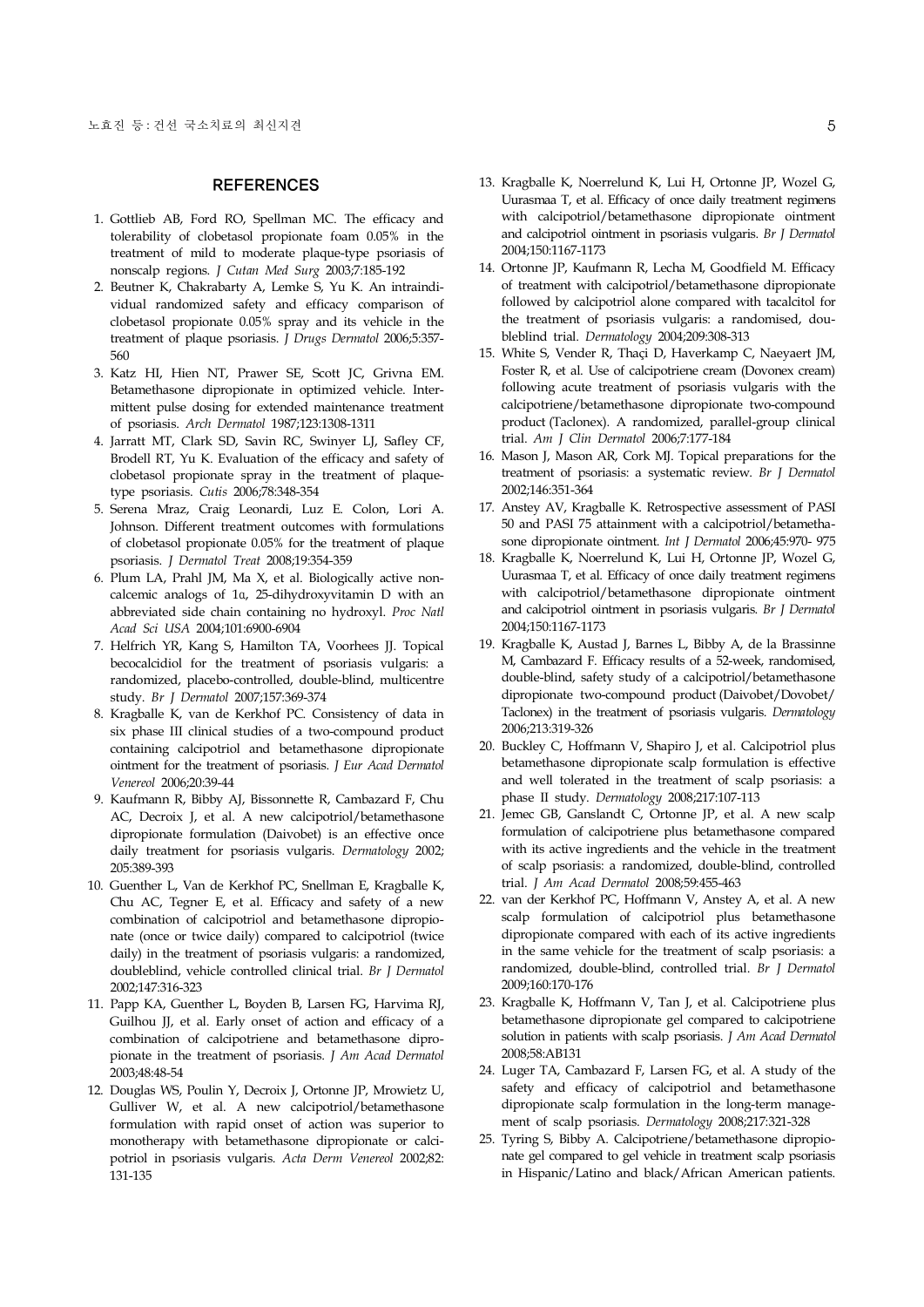## REFERENCES

1. Gottlieb AB, Ford RO, Spellman MC. The efficacy and tolerability of clobetasol propionate foam 0.05% in the treatment of mild to moderate plaque-type psoriasis of nonscalp regions. *J Cutan Med Surg* 2003;7:185-192
2. Beutner K, Chakrabarty A, Lemke S, Yu K. An intraindividual randomized safety and efficacy comparison of clobetasol propionate 0.05% spray and its vehicle in the treatment of plaque psoriasis. *J Drugs Dermatol* 2006;5:357-560
3. Katz HI, Hien NT, Prawer SE, Scott JC, Grivna EM. Betamethasone dipropionate in optimized vehicle. Intermittent pulse dosing for extended maintenance treatment of psoriasis. *Arch Dermatol* 1987;123:1308-1311
4. Jarratt MT, Clark SD, Savin RC, Swinyer LJ, Safley CF, Brodell RT, Yu K. Evaluation of the efficacy and safety of clobetasol propionate spray in the treatment of plaque-type psoriasis. *Cutis* 2006;78:348-354
5. Serena Mraz, Craig Leonardi, Luz E. Colon, Lori A. Johnson. Different treatment outcomes with formulations of clobetasol propionate 0.05% for the treatment of plaque psoriasis. *J Dermatol Treat* 2008;19:354-359
6. Plum LA, Prahl JM, Ma X, et al. Biologically active noncalcemic analogs of 1α, 25-dihydroxyvitamin D with an abbreviated side chain containing no hydroxyl. *Proc Natl Acad Sci USA* 2004;101:6900-6904
7. Helfrich YR, Kang S, Hamilton TA, Voorhees JJ. Topical becocalcidiol for the treatment of psoriasis vulgaris: a randomized, placebo-controlled, double-blind, multicentre study. *Br J Dermatol* 2007;157:369-374
8. Kragballe K, van de Kerkhof PC. Consistency of data in six phase III clinical studies of a two-compound product containing calcipotriol and betamethasone dipropionate ointment for the treatment of psoriasis. *J Eur Acad Dermatol Venereol* 2006;20:39-44
9. Kaufmann R, Bibby AJ, Bissonnette R, Cambazard F, Chu AC, Decroix J, et al. A new calcipotriol/betamethasone dipropionate formulation (Daivobet) is an effective once daily treatment for psoriasis vulgaris. *Dermatology* 2002; 205:389-393
10. Guenther L, Van de Kerkhof PC, Snellman E, Kragballe K, Chu AC, Tegner E, et al. Efficacy and safety of a new combination of calcipotriol and betamethasone dipropionate (once or twice daily) compared to calcipotriol (twice daily) in the treatment of psoriasis vulgaris: a randomized, doubleblind, vehicle controlled clinical trial. *Br J Dermatol* 2002;147:316-323
11. Papp KA, Guenther L, Boyden B, Larsen FG, Harvima RJ, Guilhou JJ, et al. Early onset of action and efficacy of a combination of calcipotriene and betamethasone dipropionate in the treatment of psoriasis. *J Am Acad Dermatol* 2003;48:48-54
12. Douglas WS, Poulin Y, Decroix J, Ortonne JP, Mrowietz U, Gulliver W, et al. A new calcipotriol/betamethasone formulation with rapid onset of action was superior to monotherapy with betamethasone dipropionate or calcipotriol in psoriasis vulgaris. *Acta Derm Venereol* 2002;82: 131-135
13. Kragballe K, Noerrelund K, Lui H, Ortonne JP, Wozel G, Uurasmaa T, et al. Efficacy of once daily treatment regimens with calcipotriol/betamethasone dipropionate ointment and calcipotriol ointment in psoriasis vulgaris. *Br J Dermatol* 2004;150:1167-1173
14. Ortonne JP, Kaufmann R, Lecha M, Goodfield M. Efficacy of treatment with calcipotriol/betamethasone dipropionate followed by calcipotriol alone compared with tacalcitol for the treatment of psoriasis vulgaris: a randomised, doubleblind trial. *Dermatology* 2004;209:308-313
15. White S, Vender R, Thaçi D, Haverkamp C, Naeyaert JM, Foster R, et al. Use of calcipotriene cream (Dovonex cream) following acute treatment of psoriasis vulgaris with the calcipotriene/betamethasone dipropionate two-compound product (Taclonex). A randomized, parallel-group clinical trial. *Am J Clin Dermatol* 2006;7:177-184
16. Mason J, Mason AR, Cork MJ. Topical preparations for the treatment of psoriasis: a systematic review. *Br J Dermatol* 2002;146:351-364
17. Anstey AV, Kragballe K. Retrospective assessment of PASI 50 and PASI 75 attainment with a calcipotriol/betamethasone dipropionate ointment. *Int J Dermatol* 2006;45:970- 975
18. Kragballe K, Noerrelund K, Lui H, Ortonne JP, Wozel G, Uurasmaa T, et al. Efficacy of once daily treatment regimens with calcipotriol/betamethasone dipropionate ointment and calcipotriol ointment in psoriasis vulgaris. *Br J Dermatol* 2004;150:1167-1173
19. Kragballe K, Austad J, Barnes L, Bibby A, de la Brassinne M, Cambazard F. Efficacy results of a 52-week, randomised, double-blind, safety study of a calcipotriol/betamethasone dipropionate two-compound product (Daivobet/Dovobet/Taclonex) in the treatment of psoriasis vulgaris. *Dermatology* 2006;213:319-326
20. Buckley C, Hoffmann V, Shapiro J, et al. Calcipotriol plus betamethasone dipropionate scalp formulation is effective and well tolerated in the treatment of scalp psoriasis: a phase II study. *Dermatology* 2008;217:107-113
21. Jemec GB, Ganslandt C, Ortonne JP, et al. A new scalp formulation of calcipotriene plus betamethasone compared with its active ingredients and the vehicle in the treatment of scalp psoriasis: a randomized, double-blind, controlled trial. *J Am Acad Dermatol* 2008;59:455-463
22. van der Kerkhof PC, Hoffmann V, Anstey A, et al. A new scalp formulation of calcipotriol plus betamethasone dipropionate compared with each of its active ingredients in the same vehicle for the treatment of scalp psoriasis: a randomized, double-blind, controlled trial. *Br J Dermatol* 2009;160:170-176
23. Kragballe K, Hoffmann V, Tan J, et al. Calcipotriene plus betamethasone dipropionate gel compared to calcipotriene solution in patients with scalp psoriasis. *J Am Acad Dermatol* 2008;58:AB131
24. Luger TA, Cambazard F, Larsen FG, et al. A study of the safety and efficacy of calcipotriol and betamethasone dipropionate scalp formulation in the long-term management of scalp psoriasis. *Dermatology* 2008;217:321-328
25. Tyring S, Bibby A. Calcipotriene/betamethasone dipropionate gel compared to gel vehicle in treatment scalp psoriasis in Hispanic/Latino and black/African American patients.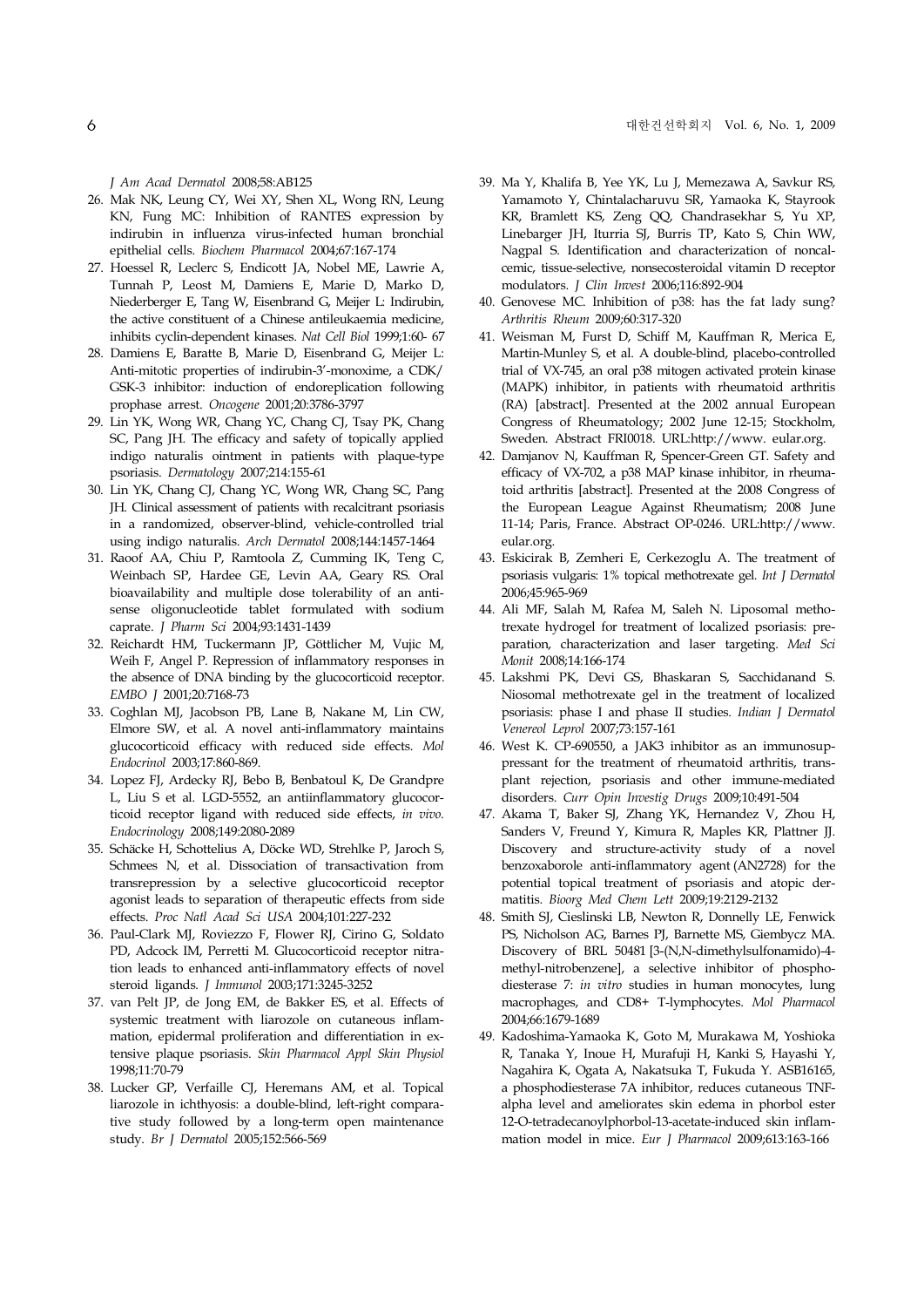*J Am Acad Dermatol* 2008;58:AB125

26. Mak NK, Leung CY, Wei XY, Shen XL, Wong RN, Leung KN, Fung MC: Inhibition of RANTES expression by indirubin in influenza virus-infected human bronchial epithelial cells. *Biochem Pharmacol* 2004;67:167-174
27. Hoessel R, Leclerc S, Endicott JA, Nobel ME, Lawrie A, Tunnah P, Leost M, Damiens E, Marie D, Marko D, Niederberger E, Tang W, Eisenbrand G, Meijer L: Indirubin, the active constituent of a Chinese antileukaemia medicine, inhibits cyclin-dependent kinases. *Nat Cell Biol* 1999;1:60- 67
28. Damiens E, Baratte B, Marie D, Eisenbrand G, Meijer L: Anti-mitotic properties of indirubin-3′-monoxime, a CDK/GSK-3 inhibitor: induction of endoreplication following prophase arrest. *Oncogene* 2001;20:3786-3797
29. Lin YK, Wong WR, Chang YC, Chang CJ, Tsay PK, Chang SC, Pang JH. The efficacy and safety of topically applied indigo naturalis ointment in patients with plaque-type psoriasis. *Dermatology* 2007;214:155-61
30. Lin YK, Chang CJ, Chang YC, Wong WR, Chang SC, Pang JH. Clinical assessment of patients with recalcitrant psoriasis in a randomized, observer-blind, vehicle-controlled trial using indigo naturalis. *Arch Dermatol* 2008;144:1457-1464
31. Raoof AA, Chiu P, Ramtoola Z, Cumming IK, Teng C, Weinbach SP, Hardee GE, Levin AA, Geary RS. Oral bioavailability and multiple dose tolerability of an antisense oligonucleotide tablet formulated with sodium caprate. *J Pharm Sci* 2004;93:1431-1439
32. Reichardt HM, Tuckermann JP, Göttlicher M, Vujic M, Weih F, Angel P. Repression of inflammatory responses in the absence of DNA binding by the glucocorticoid receptor. *EMBO J* 2001;20:7168-73
33. Coghlan MJ, Jacobson PB, Lane B, Nakane M, Lin CW, Elmore SW, et al. A novel anti-inflammatory maintains glucocorticoid efficacy with reduced side effects. *Mol Endocrinol* 2003;17:860-869.
34. Lopez FJ, Ardecky RJ, Bebo B, Benbatoul K, De Grandpre L, Liu S et al. LGD-5552, an antiinflammatory glucocorticoid receptor ligand with reduced side effects, *in vivo*. *Endocrinology* 2008;149:2080-2089
35. Schäcke H, Schottelius A, Döcke WD, Strehlke P, Jaroch S, Schmees N, et al. Dissociation of transactivation from transrepression by a selective glucocorticoid receptor agonist leads to separation of therapeutic effects from side effects. *Proc Natl Acad Sci USA* 2004;101:227-232
36. Paul-Clark MJ, Roviezzo F, Flower RJ, Cirino G, Soldato PD, Adcock IM, Perretti M. Glucocorticoid receptor nitration leads to enhanced anti-inflammatory effects of novel steroid ligands. *J Immunol* 2003;171:3245-3252
37. van Pelt JP, de Jong EM, de Bakker ES, et al. Effects of systemic treatment with liarozole on cutaneous inflammation, epidermal proliferation and differentiation in extensive plaque psoriasis. *Skin Pharmacol Appl Skin Physiol* 1998;11:70-79
38. Lucker GP, Verfaille CJ, Heremans AM, et al. Topical liarozole in ichthyosis: a double-blind, left-right comparative study followed by a long-term open maintenance study. *Br J Dermatol* 2005;152:566-569
39. Ma Y, Khalifa B, Yee YK, Lu J, Memezawa A, Savkur RS, Yamamoto Y, Chintalacharuvu SR, Yamaoka K, Stayrook KR, Bramlett KS, Zeng QQ, Chandrasekhar S, Yu XP, Linebarger JH, Iturria SJ, Burris TP, Kato S, Chin WW, Nagpal S. Identification and characterization of noncalcemic, tissue-selective, nonsecosteroidal vitamin D receptor modulators. *J Clin Invest* 2006;116:892-904
40. Genovese MC. Inhibition of p38: has the fat lady sung? *Arthritis Rheum* 2009;60:317-320
41. Weisman M, Furst D, Schiff M, Kauffman R, Merica E, Martin-Munley S, et al. A double-blind, placebo-controlled trial of VX-745, an oral p38 mitogen activated protein kinase (MAPK) inhibitor, in patients with rheumatoid arthritis (RA) [abstract]. Presented at the 2002 annual European Congress of Rheumatology; 2002 June 12-15; Stockholm, Sweden. Abstract FRI0018. URL:http://www. eular.org.
42. Damjanov N, Kauffman R, Spencer-Green GT. Safety and efficacy of VX-702, a p38 MAP kinase inhibitor, in rheumatoid arthritis [abstract]. Presented at the 2008 Congress of the European League Against Rheumatism; 2008 June 11-14; Paris, France. Abstract OP-0246. URL:http://www. eular.org.
43. Eskicirak B, Zemheri E, Cerkezoglu A. The treatment of psoriasis vulgaris: 1% topical methotrexate gel. *Int J Dermatol* 2006;45:965-969
44. Ali MF, Salah M, Rafea M, Saleh N. Liposomal methotrexate hydrogel for treatment of localized psoriasis: preparation, characterization and laser targeting. *Med Sci Monit* 2008;14:166-174
45. Lakshmi PK, Devi GS, Bhaskaran S, Sacchidanand S. Niosomal methotrexate gel in the treatment of localized psoriasis: phase I and phase II studies. *Indian J Dermatol Venereol Leprol* 2007;73:157-161
46. West K. CP-690550, a JAK3 inhibitor as an immunosuppressant for the treatment of rheumatoid arthritis, transplant rejection, psoriasis and other immune-mediated disorders. *Curr Opin Investig Drugs* 2009;10:491-504
47. Akama T, Baker SJ, Zhang YK, Hernandez V, Zhou H, Sanders V, Freund Y, Kimura R, Maples KR, Plattner JJ. Discovery and structure-activity study of a novel benzoxaborole anti-inflammatory agent (AN2728) for the potential topical treatment of psoriasis and atopic dermatitis. *Bioorg Med Chem Lett* 2009;19:2129-2132
48. Smith SJ, Cieslinski LB, Newton R, Donnelly LE, Fenwick PS, Nicholson AG, Barnes PJ, Barnette MS, Giembycz MA. Discovery of BRL 50481 [3-(N,N-dimethylsulfonamido)-4-methyl-nitrobenzene], a selective inhibitor of phosphodiesterase 7: *in vitro* studies in human monocytes, lung macrophages, and CD8+ T-lymphocytes. *Mol Pharmacol* 2004;66:1679-1689
49. Kadoshima-Yamaoka K, Goto M, Murakawa M, Yoshioka R, Tanaka Y, Inoue H, Murafuji H, Kanki S, Hayashi Y, Nagahira K, Ogata A, Nakatsuka T, Fukuda Y. ASB16165, a phosphodiesterase 7A inhibitor, reduces cutaneous TNF-alpha level and ameliorates skin edema in phorbol ester 12-O-tetradecanoylphorbol-13-acetate-induced skin inflammation model in mice. *Eur J Pharmacol* 2009;613:163-166